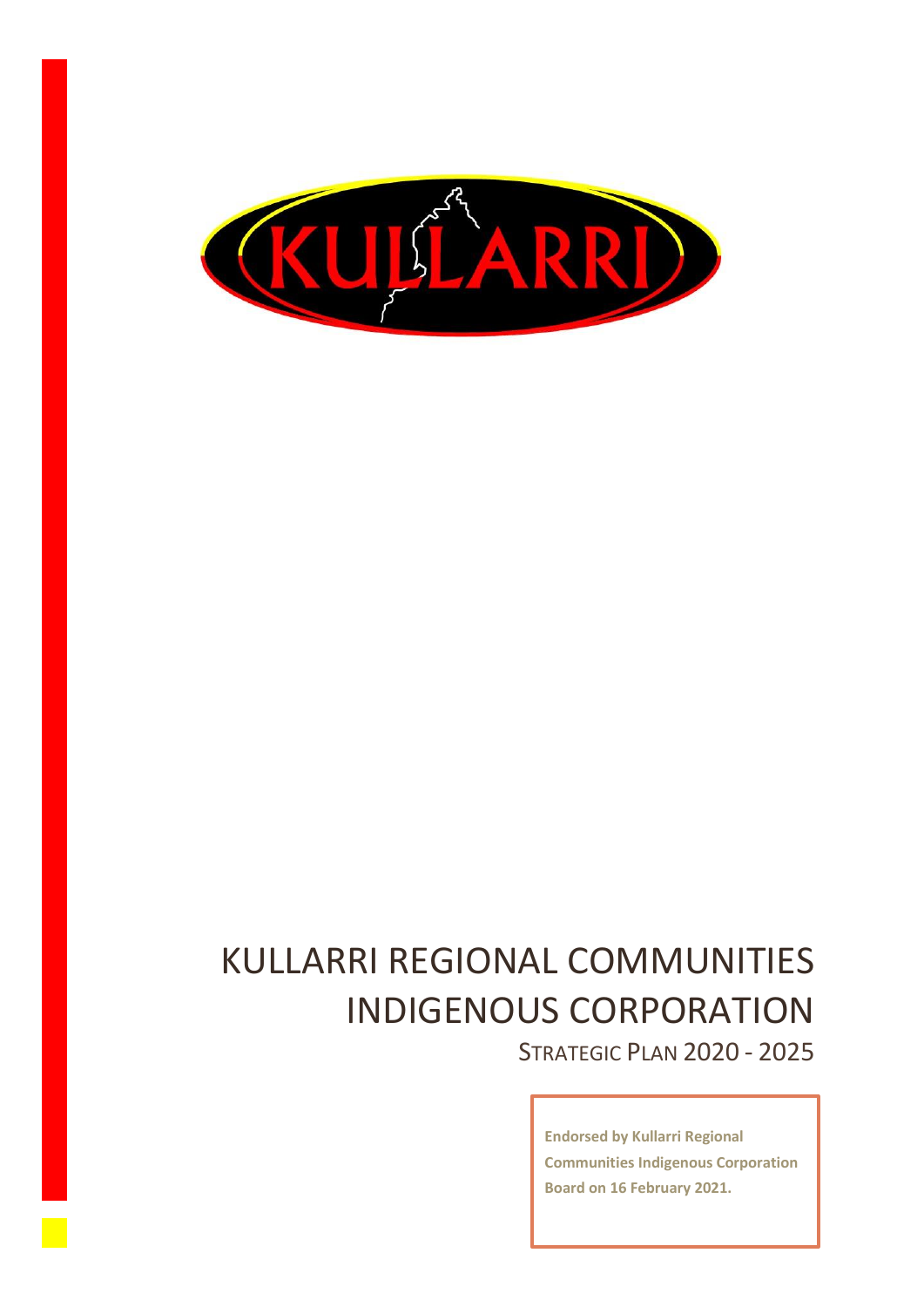# KULLARRI REGIONAL COMMUNITIES INDIGENOUS CORPORATION

## STRATEGIC PLAN 2020 - 2025

**Endorsed by Kullarri Regional Communities Indigenous Corporation Board on 16 February 2021.**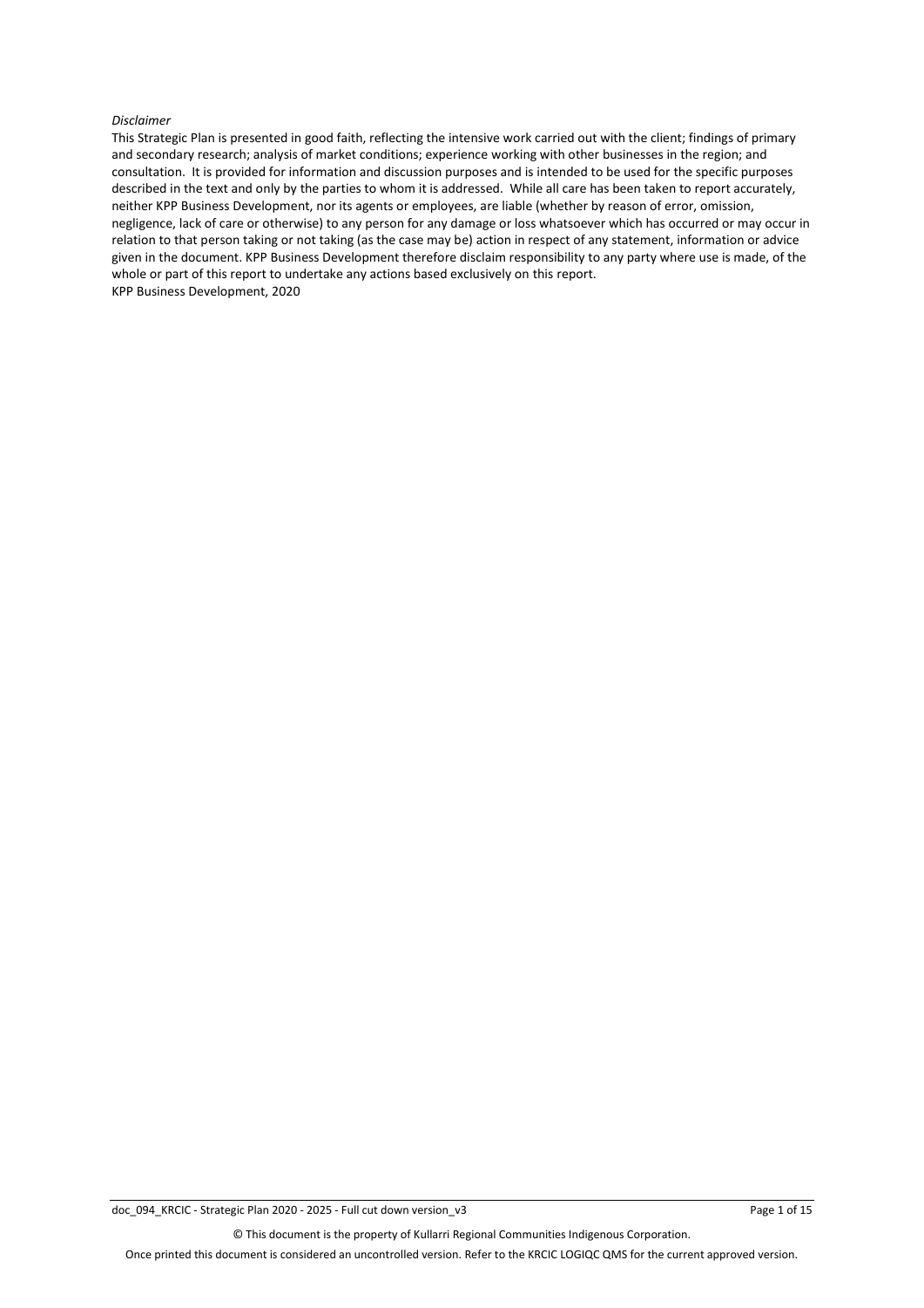*Disclaimer*

This Strategic Plan is presented in good faith, reflecting the intensive work carried out with the client; findings of primary and secondary research; analysis of market conditions; experience working with other businesses in the region; and consultation. It is provided for information and discussion purposes and is intended to be used for the specific purposes described in the text and only by the parties to whom it is addressed. While all care has been taken to report accurately, neither KPP Business Development, nor its agents or employees, are liable (whether by reason of error, omission, negligence, lack of care or otherwise) to any person for any damage or loss whatsoever which has occurred or may occur in relation to that person taking or not taking (as the case may be) action in respect of any statement, information or advice given in the document. KPP Business Development therefore disclaim responsibility to any party where use is made, of the whole or part of this report to undertake any actions based exclusively on this report.

KPP Business Development, 2020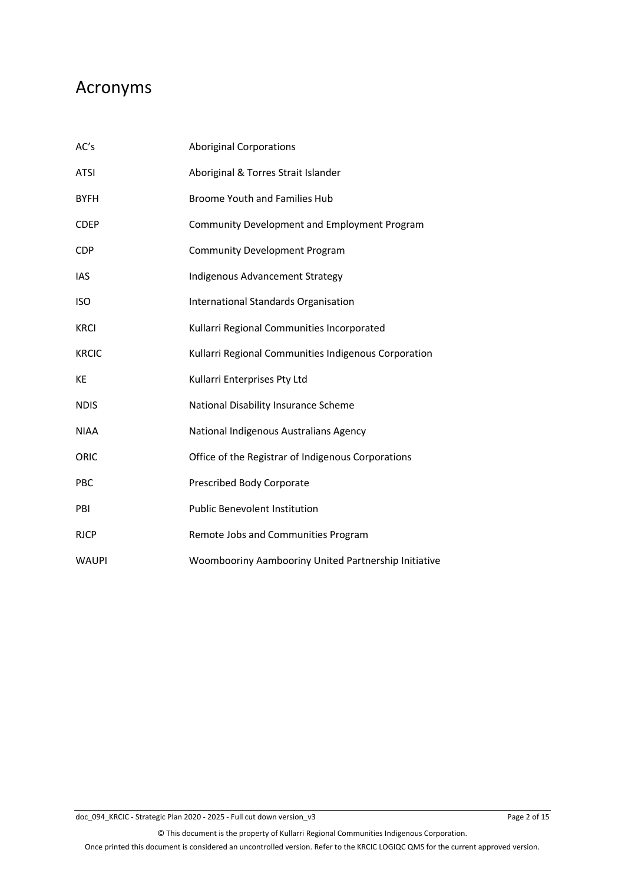# Acronyms

| | |
|---|---|
| AC's | Aboriginal Corporations |
| ATSI | Aboriginal & Torres Strait Islander |
| BYFH | Broome Youth and Families Hub |
| CDEP | Community Development and Employment Program |
| CDP | Community Development Program |
| IAS | Indigenous Advancement Strategy |
| ISO | International Standards Organisation |
| KRCI | Kullarri Regional Communities Incorporated |
| KRCIC | Kullarri Regional Communities Indigenous Corporation |
| KE | Kullarri Enterprises Pty Ltd |
| NDIS | National Disability Insurance Scheme |
| NIAA | National Indigenous Australians Agency |
| ORIC | Office of the Registrar of Indigenous Corporations |
| PBC | Prescribed Body Corporate |
| PBI | Public Benevolent Institution |
| RJCP | Remote Jobs and Communities Program |
| WAUPI | Woombooriny Aambooriny United Partnership Initiative |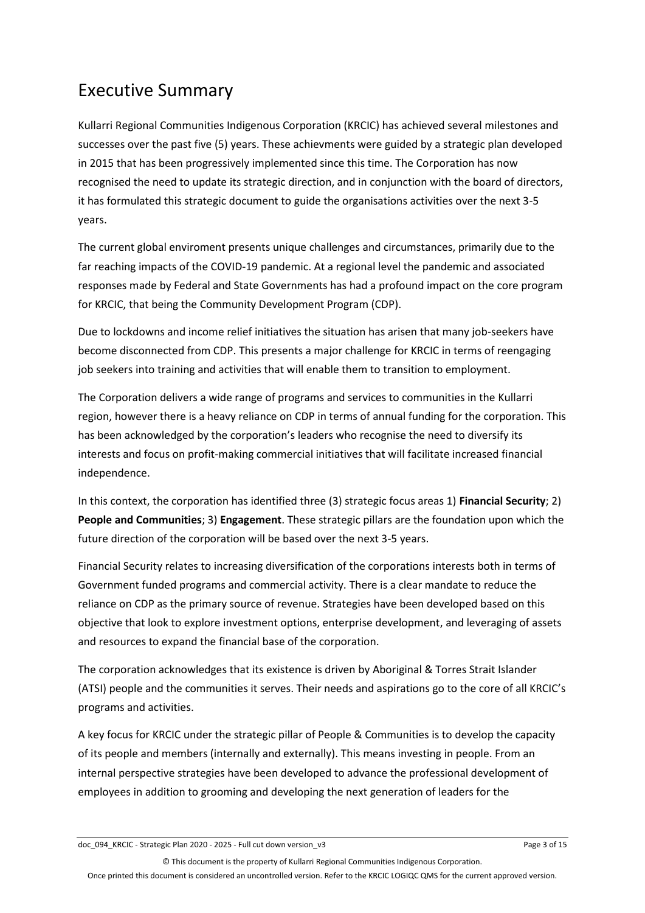# Executive Summary

Kullarri Regional Communities Indigenous Corporation (KRCIC) has achieved several milestones and successes over the past five (5) years. These achievments were guided by a strategic plan developed in 2015 that has been progressively implemented since this time. The Corporation has now recognised the need to update its strategic direction, and in conjunction with the board of directors, it has formulated this strategic document to guide the organisations activities over the next 3-5 years.

The current global enviroment presents unique challenges and circumstances, primarily due to the far reaching impacts of the COVID-19 pandemic. At a regional level the pandemic and associated responses made by Federal and State Governments has had a profound impact on the core program for KRCIC, that being the Community Development Program (CDP).

Due to lockdowns and income relief initiatives the situation has arisen that many job-seekers have become disconnected from CDP. This presents a major challenge for KRCIC in terms of reengaging job seekers into training and activities that will enable them to transition to employment.

The Corporation delivers a wide range of programs and services to communities in the Kullarri region, however there is a heavy reliance on CDP in terms of annual funding for the corporation. This has been acknowledged by the corporation's leaders who recognise the need to diversify its interests and focus on profit-making commercial initiatives that will facilitate increased financial independence.

In this context, the corporation has identified three (3) strategic focus areas 1) **Financial Security**; 2) **People and Communities**; 3) **Engagement**. These strategic pillars are the foundation upon which the future direction of the corporation will be based over the next 3-5 years.

Financial Security relates to increasing diversification of the corporations interests both in terms of Government funded programs and commercial activity. There is a clear mandate to reduce the reliance on CDP as the primary source of revenue. Strategies have been developed based on this objective that look to explore investment options, enterprise development, and leveraging of assets and resources to expand the financial base of the corporation.

The corporation acknowledges that its existence is driven by Aboriginal & Torres Strait Islander (ATSI) people and the communities it serves. Their needs and aspirations go to the core of all KRCIC's programs and activities.

A key focus for KRCIC under the strategic pillar of People & Communities is to develop the capacity of its people and members (internally and externally). This means investing in people. From an internal perspective strategies have been developed to advance the professional development of employees in addition to grooming and developing the next generation of leaders for the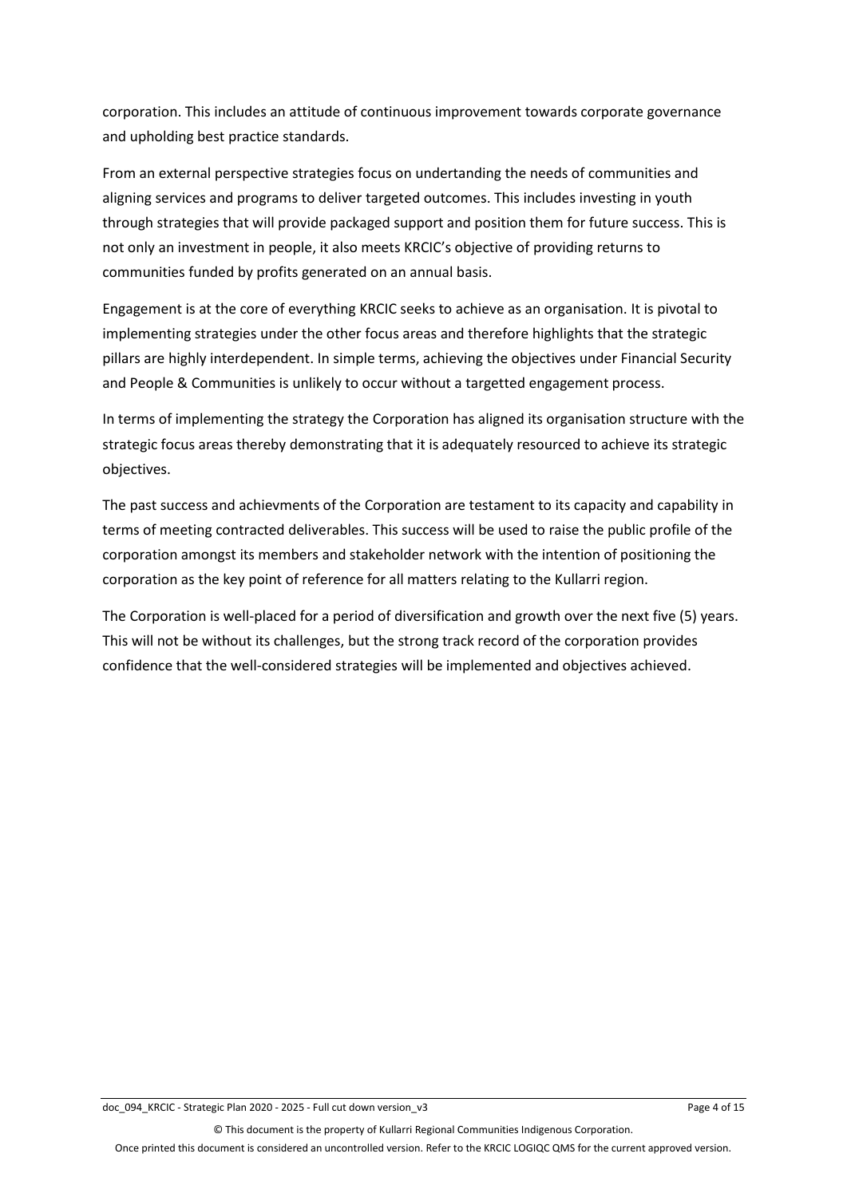corporation. This includes an attitude of continuous improvement towards corporate governance and upholding best practice standards.

From an external perspective strategies focus on undertanding the needs of communities and aligning services and programs to deliver targeted outcomes. This includes investing in youth through strategies that will provide packaged support and position them for future success. This is not only an investment in people, it also meets KRCIC's objective of providing returns to communities funded by profits generated on an annual basis.

Engagement is at the core of everything KRCIC seeks to achieve as an organisation. It is pivotal to implementing strategies under the other focus areas and therefore highlights that the strategic pillars are highly interdependent. In simple terms, achieving the objectives under Financial Security and People & Communities is unlikely to occur without a targetted engagement process.

In terms of implementing the strategy the Corporation has aligned its organisation structure with the strategic focus areas thereby demonstrating that it is adequately resourced to achieve its strategic objectives.

The past success and achievments of the Corporation are testament to its capacity and capability in terms of meeting contracted deliverables. This success will be used to raise the public profile of the corporation amongst its members and stakeholder network with the intention of positioning the corporation as the key point of reference for all matters relating to the Kullarri region.

The Corporation is well-placed for a period of diversification and growth over the next five (5) years. This will not be without its challenges, but the strong track record of the corporation provides confidence that the well-considered strategies will be implemented and objectives achieved.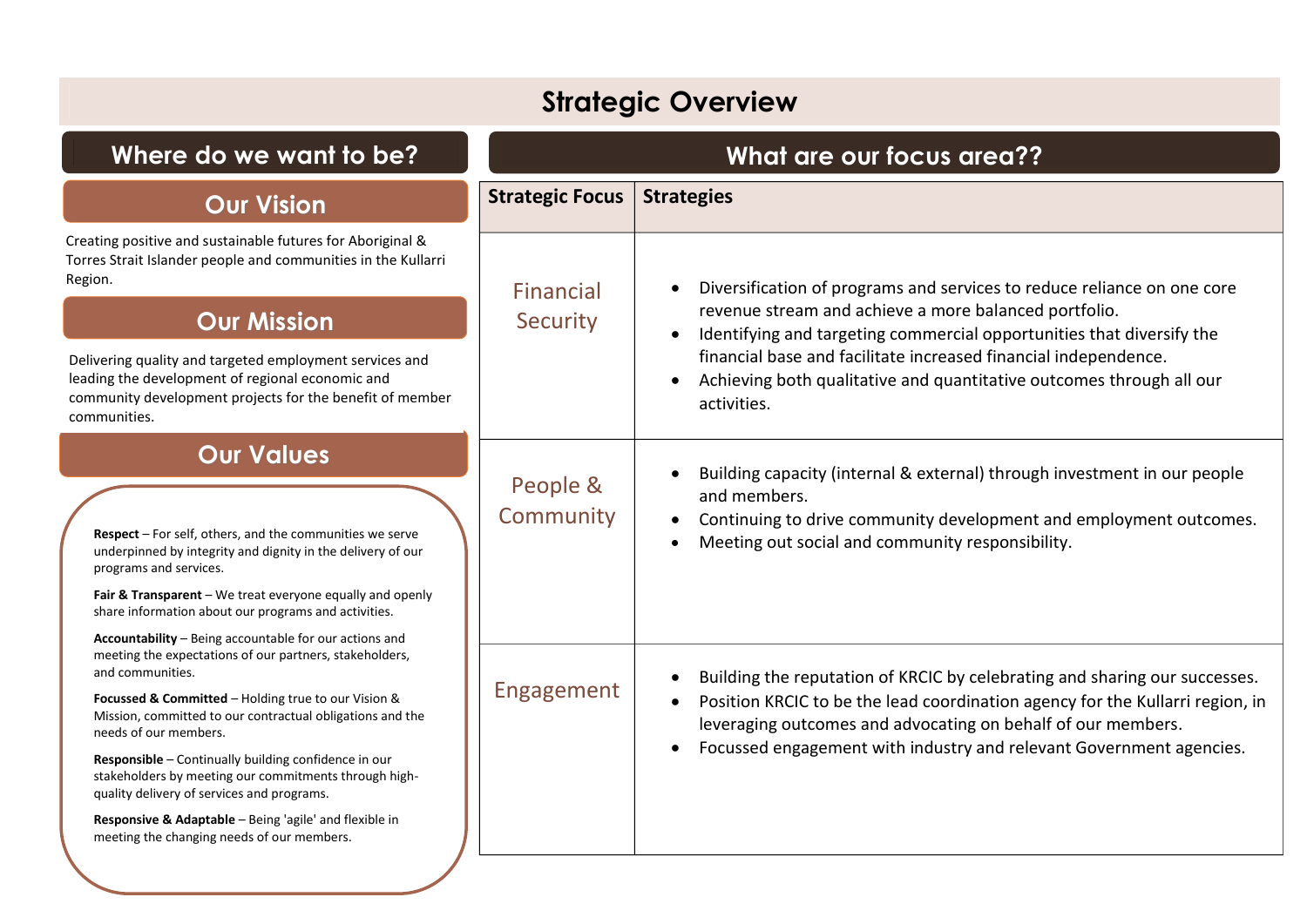# Strategic Overview

## Where do we want to be?

### Our Vision

Creating positive and sustainable futures for Aboriginal & Torres Strait Islander people and communities in the Kullarri Region.

### Our Mission

Delivering quality and targeted employment services and leading the development of regional economic and community development projects for the benefit of member communities.

### Our Values

**Respect** – For self, others, and the communities we serve underpinned by integrity and dignity in the delivery of our programs and services.

**Fair & Transparent** – We treat everyone equally and openly share information about our programs and activities.

**Accountability** – Being accountable for our actions and meeting the expectations of our partners, stakeholders, and communities.

**Focussed & Committed** – Holding true to our Vision & Mission, committed to our contractual obligations and the needs of our members.

**Responsible** – Continually building confidence in our stakeholders by meeting our commitments through high-quality delivery of services and programs.

**Responsive & Adaptable** – Being 'agile' and flexible in meeting the changing needs of our members.

## What are our focus area??

| Strategic Focus | Strategies |
|---|---|
| Financial Security | • Diversification of programs and services to reduce reliance on one core revenue stream and achieve a more balanced portfolio.<br>• Identifying and targeting commercial opportunities that diversify the financial base and facilitate increased financial independence.<br>• Achieving both qualitative and quantitative outcomes through all our activities. |
| People & Community | • Building capacity (internal & external) through investment in our people and members.<br>• Continuing to drive community development and employment outcomes.<br>• Meeting out social and community responsibility. |
| Engagement | • Building the reputation of KRCIC by celebrating and sharing our successes.<br>• Position KRCIC to be the lead coordination agency for the Kullarri region, in leveraging outcomes and advocating on behalf of our members.<br>• Focussed engagement with industry and relevant Government agencies. |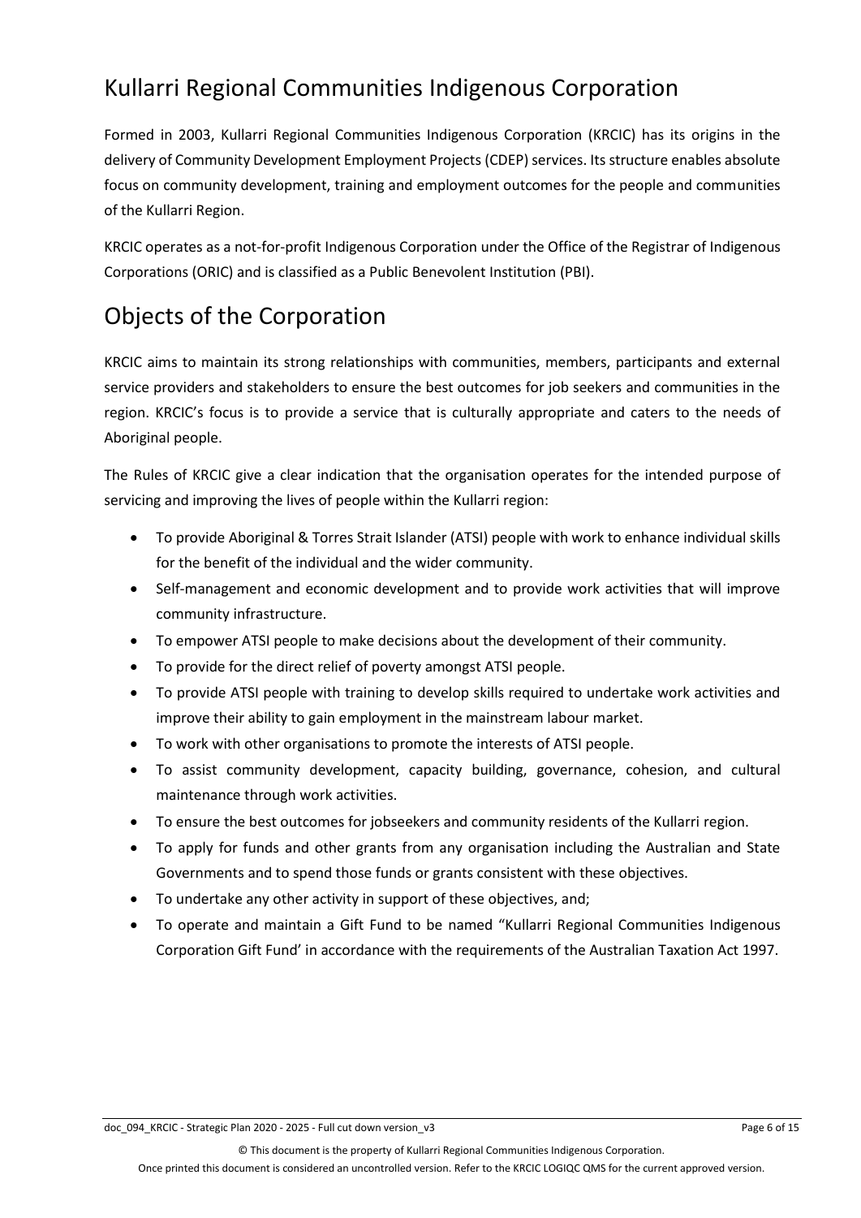# Kullarri Regional Communities Indigenous Corporation

Formed in 2003, Kullarri Regional Communities Indigenous Corporation (KRCIC) has its origins in the delivery of Community Development Employment Projects (CDEP) services. Its structure enables absolute focus on community development, training and employment outcomes for the people and communities of the Kullarri Region.

KRCIC operates as a not-for-profit Indigenous Corporation under the Office of the Registrar of Indigenous Corporations (ORIC) and is classified as a Public Benevolent Institution (PBI).

# Objects of the Corporation

KRCIC aims to maintain its strong relationships with communities, members, participants and external service providers and stakeholders to ensure the best outcomes for job seekers and communities in the region. KRCIC's focus is to provide a service that is culturally appropriate and caters to the needs of Aboriginal people.

The Rules of KRCIC give a clear indication that the organisation operates for the intended purpose of servicing and improving the lives of people within the Kullarri region:

- To provide Aboriginal & Torres Strait Islander (ATSI) people with work to enhance individual skills for the benefit of the individual and the wider community.
- Self-management and economic development and to provide work activities that will improve community infrastructure.
- To empower ATSI people to make decisions about the development of their community.
- To provide for the direct relief of poverty amongst ATSI people.
- To provide ATSI people with training to develop skills required to undertake work activities and improve their ability to gain employment in the mainstream labour market.
- To work with other organisations to promote the interests of ATSI people.
- To assist community development, capacity building, governance, cohesion, and cultural maintenance through work activities.
- To ensure the best outcomes for jobseekers and community residents of the Kullarri region.
- To apply for funds and other grants from any organisation including the Australian and State Governments and to spend those funds or grants consistent with these objectives.
- To undertake any other activity in support of these objectives, and;
- To operate and maintain a Gift Fund to be named "Kullarri Regional Communities Indigenous Corporation Gift Fund' in accordance with the requirements of the Australian Taxation Act 1997.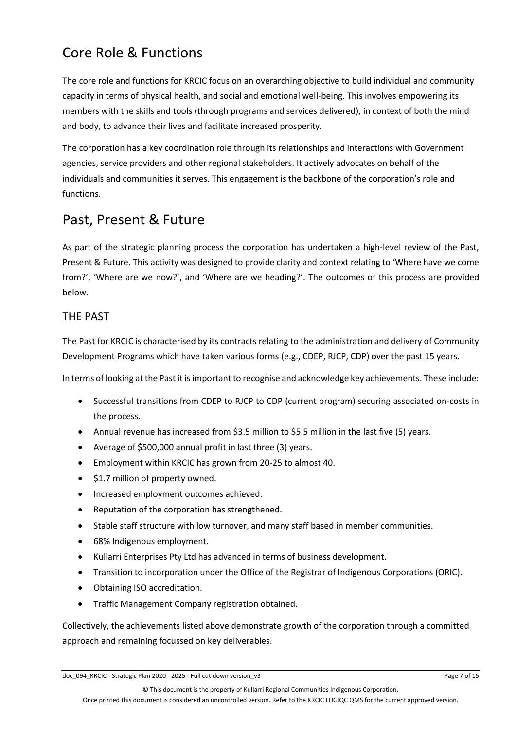# Core Role & Functions

The core role and functions for KRCIC focus on an overarching objective to build individual and community capacity in terms of physical health, and social and emotional well-being. This involves empowering its members with the skills and tools (through programs and services delivered), in context of both the mind and body, to advance their lives and facilitate increased prosperity.

The corporation has a key coordination role through its relationships and interactions with Government agencies, service providers and other regional stakeholders. It actively advocates on behalf of the individuals and communities it serves. This engagement is the backbone of the corporation's role and functions.

# Past, Present & Future

As part of the strategic planning process the corporation has undertaken a high-level review of the Past, Present & Future. This activity was designed to provide clarity and context relating to 'Where have we come from?', 'Where are we now?', and 'Where are we heading?'. The outcomes of this process are provided below.

## THE PAST

The Past for KRCIC is characterised by its contracts relating to the administration and delivery of Community Development Programs which have taken various forms (e.g., CDEP, RJCP, CDP) over the past 15 years.

In terms of looking at the Past it is important to recognise and acknowledge key achievements. These include:

- Successful transitions from CDEP to RJCP to CDP (current program) securing associated on-costs in the process.
- Annual revenue has increased from $3.5 million to $5.5 million in the last five (5) years.
- Average of $500,000 annual profit in last three (3) years.
- Employment within KRCIC has grown from 20-25 to almost 40.
- $1.7 million of property owned.
- Increased employment outcomes achieved.
- Reputation of the corporation has strengthened.
- Stable staff structure with low turnover, and many staff based in member communities.
- 68% Indigenous employment.
- Kullarri Enterprises Pty Ltd has advanced in terms of business development.
- Transition to incorporation under the Office of the Registrar of Indigenous Corporations (ORIC).
- Obtaining ISO accreditation.
- Traffic Management Company registration obtained.

Collectively, the achievements listed above demonstrate growth of the corporation through a committed approach and remaining focussed on key deliverables.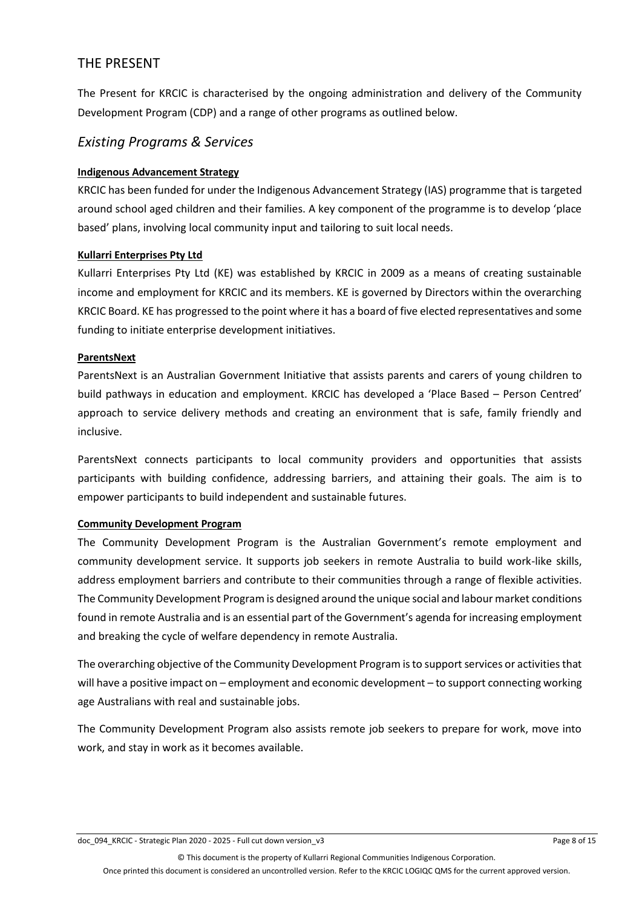## THE PRESENT

The Present for KRCIC is characterised by the ongoing administration and delivery of the Community Development Program (CDP) and a range of other programs as outlined below.

### *Existing Programs & Services*

**Indigenous Advancement Strategy**

KRCIC has been funded for under the Indigenous Advancement Strategy (IAS) programme that is targeted around school aged children and their families. A key component of the programme is to develop 'place based' plans, involving local community input and tailoring to suit local needs.

**Kullarri Enterprises Pty Ltd**

Kullarri Enterprises Pty Ltd (KE) was established by KRCIC in 2009 as a means of creating sustainable income and employment for KRCIC and its members. KE is governed by Directors within the overarching KRCIC Board. KE has progressed to the point where it has a board of five elected representatives and some funding to initiate enterprise development initiatives.

**ParentsNext**

ParentsNext is an Australian Government Initiative that assists parents and carers of young children to build pathways in education and employment. KRCIC has developed a 'Place Based – Person Centred' approach to service delivery methods and creating an environment that is safe, family friendly and inclusive.

ParentsNext connects participants to local community providers and opportunities that assists participants with building confidence, addressing barriers, and attaining their goals. The aim is to empower participants to build independent and sustainable futures.

**Community Development Program**

The Community Development Program is the Australian Government's remote employment and community development service. It supports job seekers in remote Australia to build work-like skills, address employment barriers and contribute to their communities through a range of flexible activities. The Community Development Program is designed around the unique social and labour market conditions found in remote Australia and is an essential part of the Government's agenda for increasing employment and breaking the cycle of welfare dependency in remote Australia.

The overarching objective of the Community Development Program is to support services or activities that will have a positive impact on – employment and economic development – to support connecting working age Australians with real and sustainable jobs.

The Community Development Program also assists remote job seekers to prepare for work, move into work, and stay in work as it becomes available.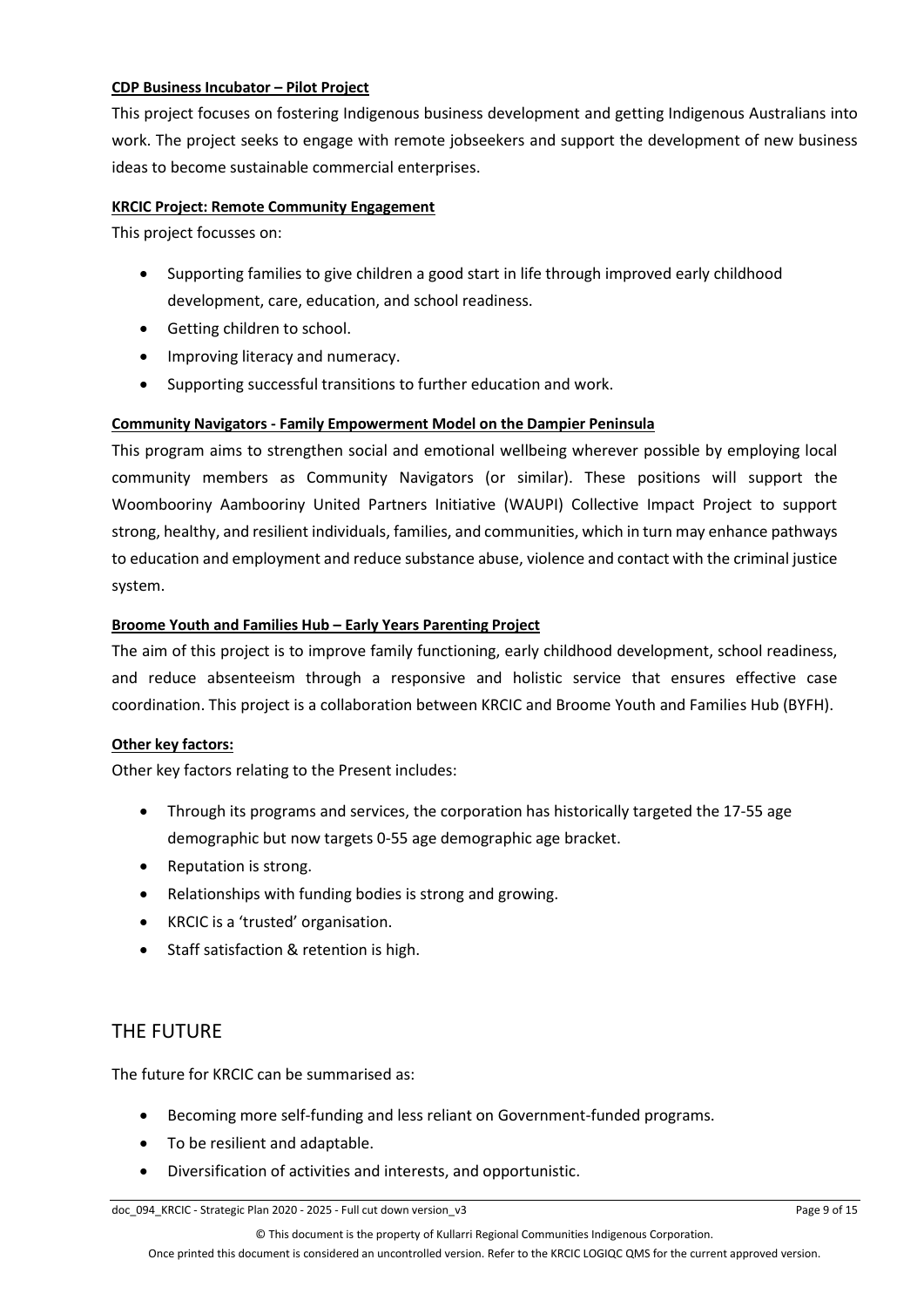**CDP Business Incubator – Pilot Project**

This project focuses on fostering Indigenous business development and getting Indigenous Australians into work. The project seeks to engage with remote jobseekers and support the development of new business ideas to become sustainable commercial enterprises.

**KRCIC Project: Remote Community Engagement**

This project focusses on:

- Supporting families to give children a good start in life through improved early childhood development, care, education, and school readiness.
- Getting children to school.
- Improving literacy and numeracy.
- Supporting successful transitions to further education and work.

**Community Navigators - Family Empowerment Model on the Dampier Peninsula**

This program aims to strengthen social and emotional wellbeing wherever possible by employing local community members as Community Navigators (or similar). These positions will support the Woombooriny Aambooriny United Partners Initiative (WAUPI) Collective Impact Project to support strong, healthy, and resilient individuals, families, and communities, which in turn may enhance pathways to education and employment and reduce substance abuse, violence and contact with the criminal justice system.

**Broome Youth and Families Hub – Early Years Parenting Project**

The aim of this project is to improve family functioning, early childhood development, school readiness, and reduce absenteeism through a responsive and holistic service that ensures effective case coordination. This project is a collaboration between KRCIC and Broome Youth and Families Hub (BYFH).

**Other key factors:**

Other key factors relating to the Present includes:

- Through its programs and services, the corporation has historically targeted the 17-55 age demographic but now targets 0-55 age demographic age bracket.
- Reputation is strong.
- Relationships with funding bodies is strong and growing.
- KRCIC is a 'trusted' organisation.
- Staff satisfaction & retention is high.

## THE FUTURE

The future for KRCIC can be summarised as:

- Becoming more self-funding and less reliant on Government-funded programs.
- To be resilient and adaptable.
- Diversification of activities and interests, and opportunistic.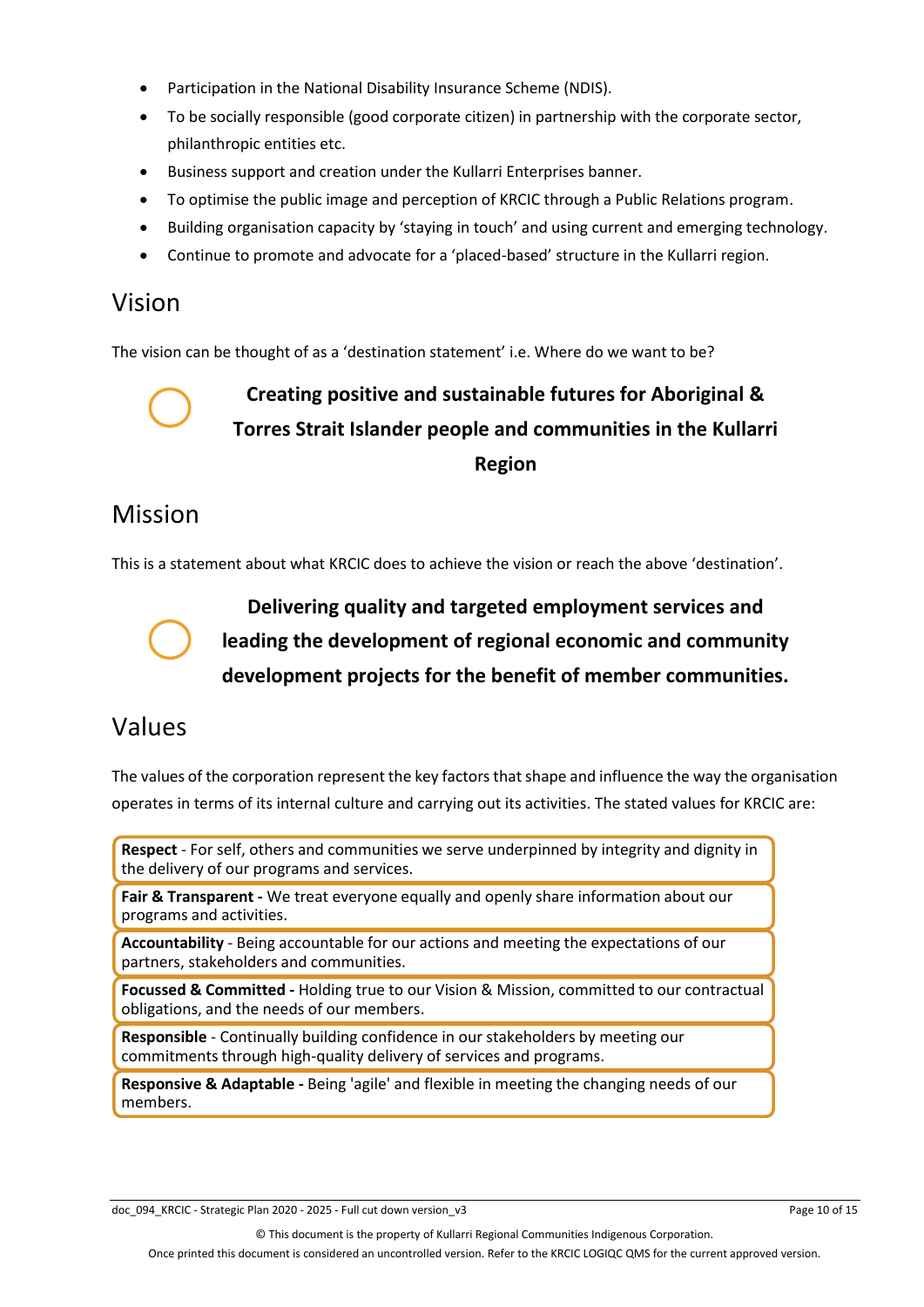- Participation in the National Disability Insurance Scheme (NDIS).
- To be socially responsible (good corporate citizen) in partnership with the corporate sector, philanthropic entities etc.
- Business support and creation under the Kullarri Enterprises banner.
- To optimise the public image and perception of KRCIC through a Public Relations program.
- Building organisation capacity by 'staying in touch' and using current and emerging technology.
- Continue to promote and advocate for a 'placed-based' structure in the Kullarri region.

## Vision

The vision can be thought of as a 'destination statement' i.e. Where do we want to be?

**Creating positive and sustainable futures for Aboriginal & Torres Strait Islander people and communities in the Kullarri Region**

## Mission

This is a statement about what KRCIC does to achieve the vision or reach the above 'destination'.

**Delivering quality and targeted employment services and leading the development of regional economic and community development projects for the benefit of member communities.**

## Values

The values of the corporation represent the key factors that shape and influence the way the organisation operates in terms of its internal culture and carrying out its activities. The stated values for KRCIC are:

**Respect** - For self, others and communities we serve underpinned by integrity and dignity in the delivery of our programs and services.

**Fair & Transparent -** We treat everyone equally and openly share information about our programs and activities.

**Accountability** - Being accountable for our actions and meeting the expectations of our partners, stakeholders and communities.

**Focussed & Committed -** Holding true to our Vision & Mission, committed to our contractual obligations, and the needs of our members.

**Responsible** - Continually building confidence in our stakeholders by meeting our commitments through high-quality delivery of services and programs.

**Responsive & Adaptable -** Being 'agile' and flexible in meeting the changing needs of our members.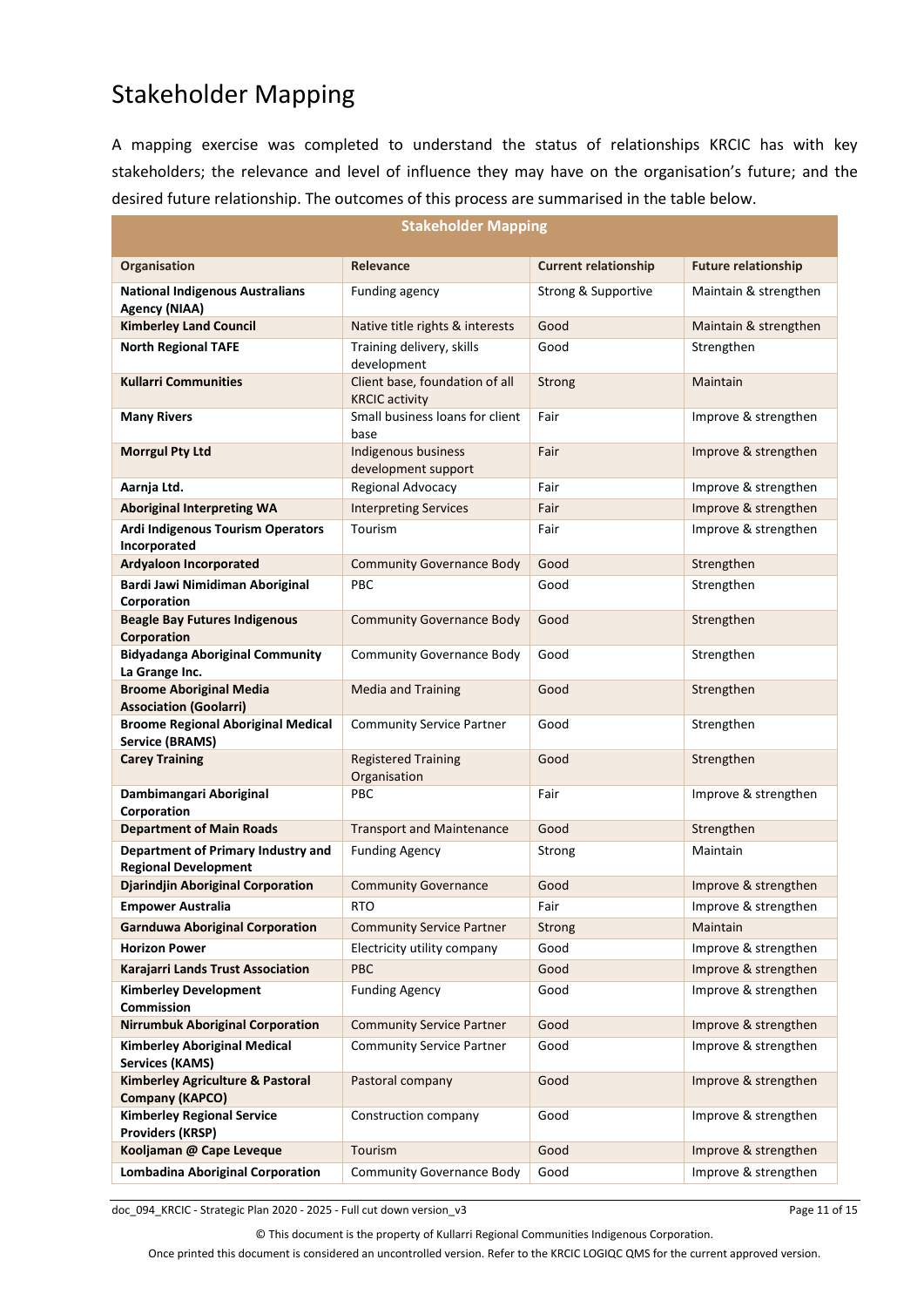# Stakeholder Mapping

A mapping exercise was completed to understand the status of relationships KRCIC has with key stakeholders; the relevance and level of influence they may have on the organisation's future; and the desired future relationship. The outcomes of this process are summarised in the table below.

| Stakeholder Mapping | | | |
|---|---|---|---|
| **Organisation** | **Relevance** | **Current relationship** | **Future relationship** |
| **National Indigenous Australians Agency (NIAA)** | Funding agency | Strong & Supportive | Maintain & strengthen |
| **Kimberley Land Council** | Native title rights & interests | Good | Maintain & strengthen |
| **North Regional TAFE** | Training delivery, skills development | Good | Strengthen |
| **Kullarri Communities** | Client base, foundation of all KRCIC activity | Strong | Maintain |
| **Many Rivers** | Small business loans for client base | Fair | Improve & strengthen |
| **Morrgul Pty Ltd** | Indigenous business development support | Fair | Improve & strengthen |
| **Aarnja Ltd.** | Regional Advocacy | Fair | Improve & strengthen |
| **Aboriginal Interpreting WA** | Interpreting Services | Fair | Improve & strengthen |
| **Ardi Indigenous Tourism Operators Incorporated** | Tourism | Fair | Improve & strengthen |
| **Ardyaloon Incorporated** | Community Governance Body | Good | Strengthen |
| **Bardi Jawi Nimidiman Aboriginal Corporation** | PBC | Good | Strengthen |
| **Beagle Bay Futures Indigenous Corporation** | Community Governance Body | Good | Strengthen |
| **Bidyadanga Aboriginal Community La Grange Inc.** | Community Governance Body | Good | Strengthen |
| **Broome Aboriginal Media Association (Goolarri)** | Media and Training | Good | Strengthen |
| **Broome Regional Aboriginal Medical Service (BRAMS)** | Community Service Partner | Good | Strengthen |
| **Carey Training** | Registered Training Organisation | Good | Strengthen |
| **Dambimangari Aboriginal Corporation** | PBC | Fair | Improve & strengthen |
| **Department of Main Roads** | Transport and Maintenance | Good | Strengthen |
| **Department of Primary Industry and Regional Development** | Funding Agency | Strong | Maintain |
| **Djarindjin Aboriginal Corporation** | Community Governance | Good | Improve & strengthen |
| **Empower Australia** | RTO | Fair | Improve & strengthen |
| **Garnduwa Aboriginal Corporation** | Community Service Partner | Strong | Maintain |
| **Horizon Power** | Electricity utility company | Good | Improve & strengthen |
| **Karajarri Lands Trust Association** | PBC | Good | Improve & strengthen |
| **Kimberley Development Commission** | Funding Agency | Good | Improve & strengthen |
| **Nirrumbuk Aboriginal Corporation** | Community Service Partner | Good | Improve & strengthen |
| **Kimberley Aboriginal Medical Services (KAMS)** | Community Service Partner | Good | Improve & strengthen |
| **Kimberley Agriculture & Pastoral Company (KAPCO)** | Pastoral company | Good | Improve & strengthen |
| **Kimberley Regional Service Providers (KRSP)** | Construction company | Good | Improve & strengthen |
| **Kooljaman @ Cape Leveque** | Tourism | Good | Improve & strengthen |
| **Lombadina Aboriginal Corporation** | Community Governance Body | Good | Improve & strengthen |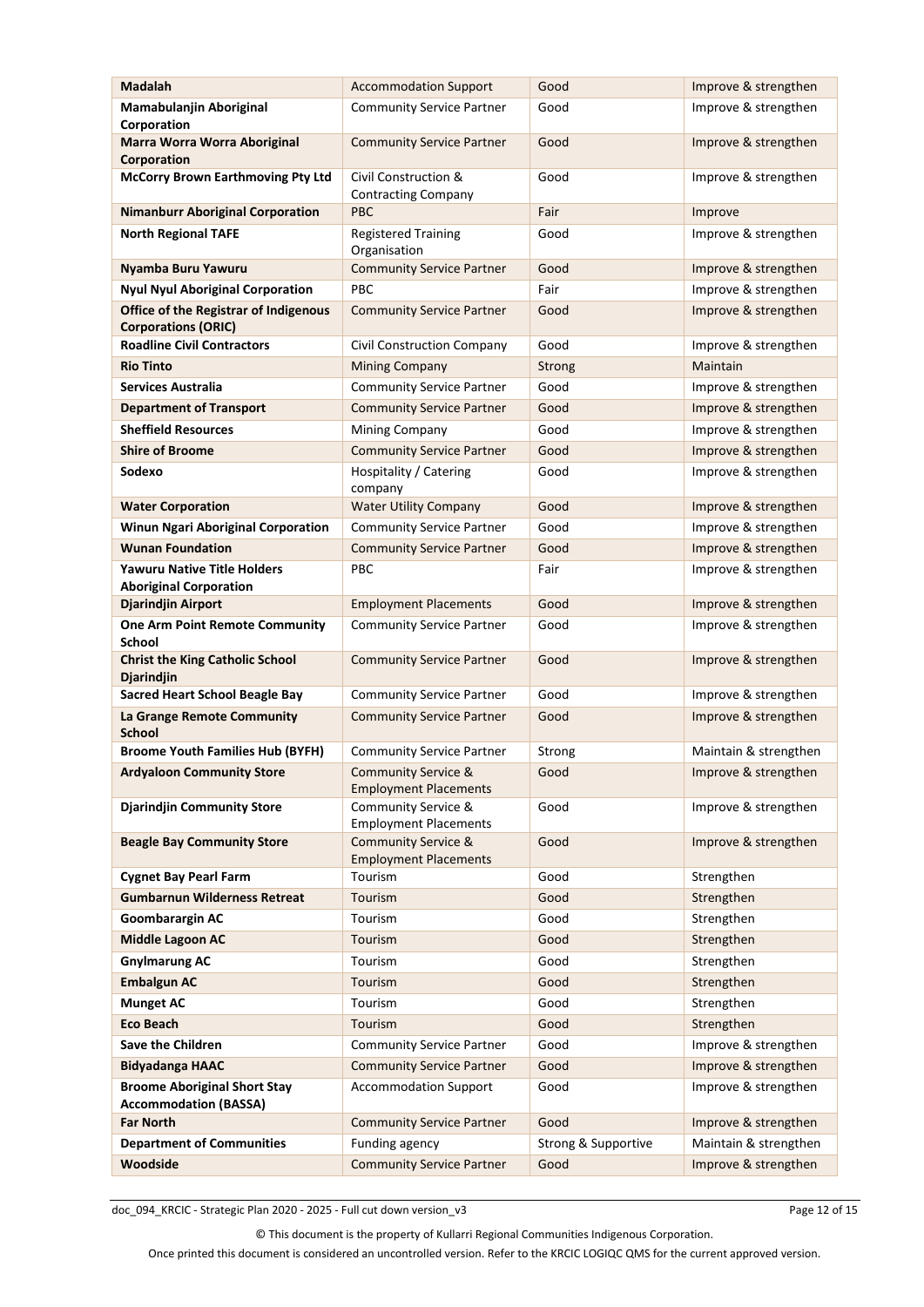| **Madalah** | Accommodation Support | Good | Improve & strengthen |
|---|---|---|---|
| **Mamabulanjin Aboriginal Corporation** | Community Service Partner | Good | Improve & strengthen |
| **Marra Worra Worra Aboriginal Corporation** | Community Service Partner | Good | Improve & strengthen |
| **McCorry Brown Earthmoving Pty Ltd** | Civil Construction & Contracting Company | Good | Improve & strengthen |
| **Nimanburr Aboriginal Corporation** | PBC | Fair | Improve |
| **North Regional TAFE** | Registered Training Organisation | Good | Improve & strengthen |
| **Nyamba Buru Yawuru** | Community Service Partner | Good | Improve & strengthen |
| **Nyul Nyul Aboriginal Corporation** | PBC | Fair | Improve & strengthen |
| **Office of the Registrar of Indigenous Corporations (ORIC)** | Community Service Partner | Good | Improve & strengthen |
| **Roadline Civil Contractors** | Civil Construction Company | Good | Improve & strengthen |
| **Rio Tinto** | Mining Company | Strong | Maintain |
| **Services Australia** | Community Service Partner | Good | Improve & strengthen |
| **Department of Transport** | Community Service Partner | Good | Improve & strengthen |
| **Sheffield Resources** | Mining Company | Good | Improve & strengthen |
| **Shire of Broome** | Community Service Partner | Good | Improve & strengthen |
| **Sodexo** | Hospitality / Catering company | Good | Improve & strengthen |
| **Water Corporation** | Water Utility Company | Good | Improve & strengthen |
| **Winun Ngari Aboriginal Corporation** | Community Service Partner | Good | Improve & strengthen |
| **Wunan Foundation** | Community Service Partner | Good | Improve & strengthen |
| **Yawuru Native Title Holders Aboriginal Corporation** | PBC | Fair | Improve & strengthen |
| **Djarindjin Airport** | Employment Placements | Good | Improve & strengthen |
| **One Arm Point Remote Community School** | Community Service Partner | Good | Improve & strengthen |
| **Christ the King Catholic School Djarindjin** | Community Service Partner | Good | Improve & strengthen |
| **Sacred Heart School Beagle Bay** | Community Service Partner | Good | Improve & strengthen |
| **La Grange Remote Community School** | Community Service Partner | Good | Improve & strengthen |
| **Broome Youth Families Hub (BYFH)** | Community Service Partner | Strong | Maintain & strengthen |
| **Ardyaloon Community Store** | Community Service & Employment Placements | Good | Improve & strengthen |
| **Djarindjin Community Store** | Community Service & Employment Placements | Good | Improve & strengthen |
| **Beagle Bay Community Store** | Community Service & Employment Placements | Good | Improve & strengthen |
| **Cygnet Bay Pearl Farm** | Tourism | Good | Strengthen |
| **Gumbarnun Wilderness Retreat** | Tourism | Good | Strengthen |
| **Goombarargin AC** | Tourism | Good | Strengthen |
| **Middle Lagoon AC** | Tourism | Good | Strengthen |
| **Gnylmarung AC** | Tourism | Good | Strengthen |
| **Embalgun AC** | Tourism | Good | Strengthen |
| **Munget AC** | Tourism | Good | Strengthen |
| **Eco Beach** | Tourism | Good | Strengthen |
| **Save the Children** | Community Service Partner | Good | Improve & strengthen |
| **Bidyadanga HAAC** | Community Service Partner | Good | Improve & strengthen |
| **Broome Aboriginal Short Stay Accommodation (BASSA)** | Accommodation Support | Good | Improve & strengthen |
| **Far North** | Community Service Partner | Good | Improve & strengthen |
| **Department of Communities** | Funding agency | Strong & Supportive | Maintain & strengthen |
| **Woodside** | Community Service Partner | Good | Improve & strengthen |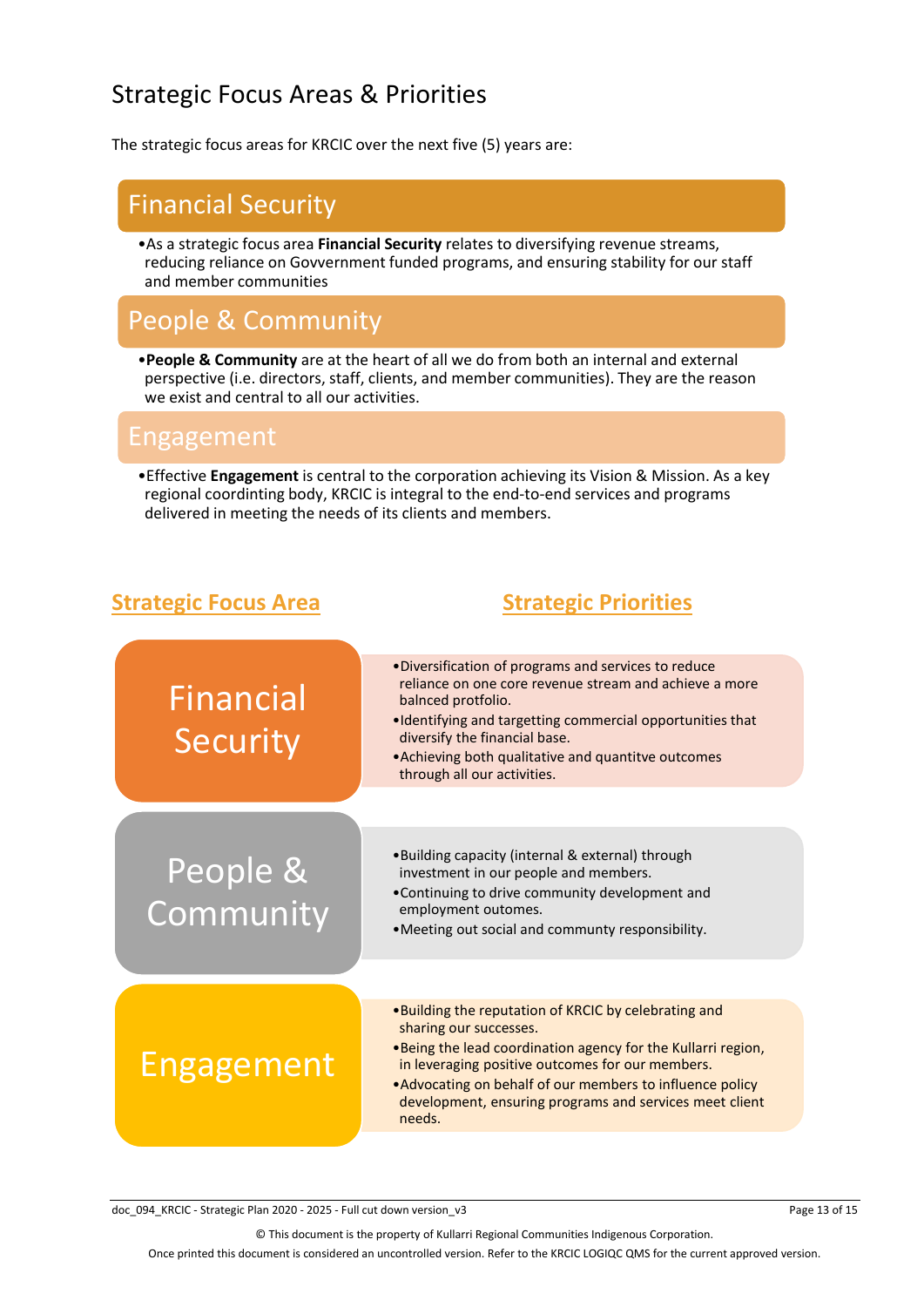## Strategic Focus Areas & Priorities

The strategic focus areas for KRCIC over the next five (5) years are:

### Financial Security

- As a strategic focus area **Financial Security** relates to diversifying revenue streams, reducing reliance on Govvernment funded programs, and ensuring stability for our staff and member communities

### People & Community

- **People & Community** are at the heart of all we do from both an internal and external perspective (i.e. directors, staff, clients, and member communities). They are the reason we exist and central to all our activities.

### Engagement

- Effective **Engagement** is central to the corporation achieving its Vision & Mission. As a key regional coordinting body, KRCIC is integral to the end-to-end services and programs delivered in meeting the needs of its clients and members.

| Strategic Focus Area | Strategic Priorities |
| --- | --- |
| Financial Security | • Diversification of programs and services to reduce reliance on one core revenue stream and achieve a more balnced protfolio.<br>• Identifying and targetting commercial opportunities that diversify the financial base.<br>• Achieving both qualitative and quantitve outcomes through all our activities. |
| People & Community | • Building capacity (internal & external) through investment in our people and members.<br>• Continuing to drive community development and employment outomes.<br>• Meeting out social and commnuty responsibility. |
| Engagement | • Building the reputation of KRCIC by celebrating and sharing our successes.<br>• Being the lead coordination agency for the Kullarri region, in leveraging positive outcomes for our members.<br>• Advocating on behalf of our members to influence policy development, ensuring programs and services meet client needs. |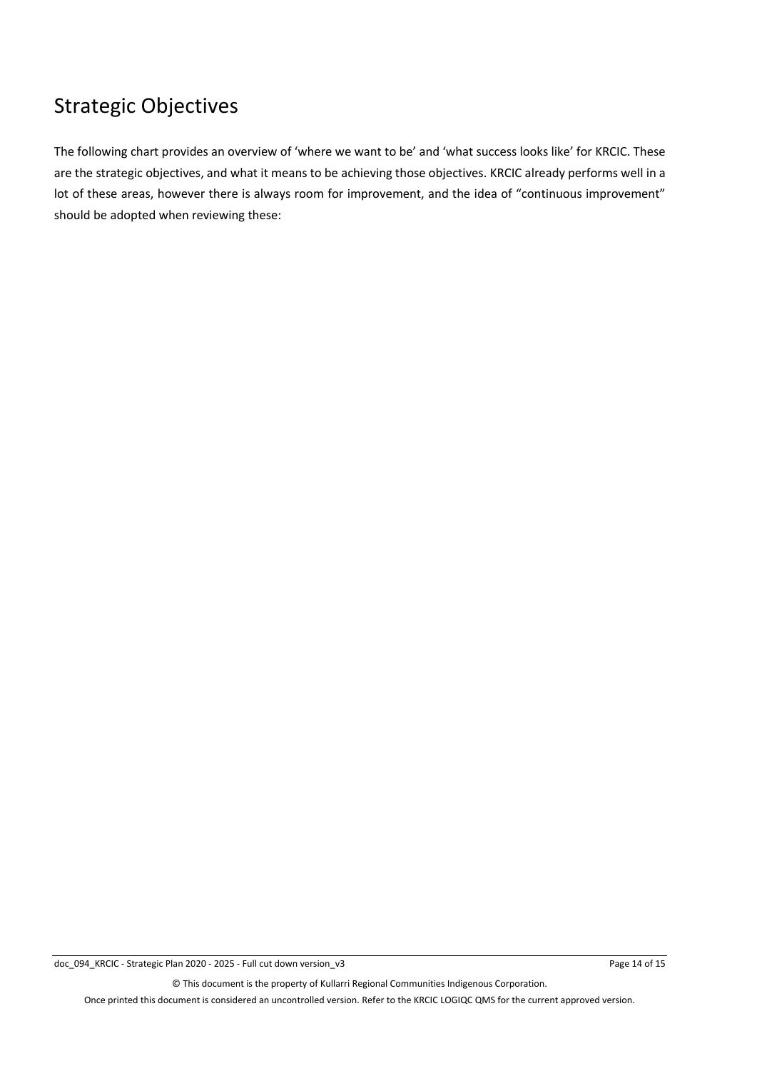## Strategic Objectives

The following chart provides an overview of 'where we want to be' and 'what success looks like' for KRCIC. These are the strategic objectives, and what it means to be achieving those objectives. KRCIC already performs well in a lot of these areas, however there is always room for improvement, and the idea of "continuous improvement" should be adopted when reviewing these: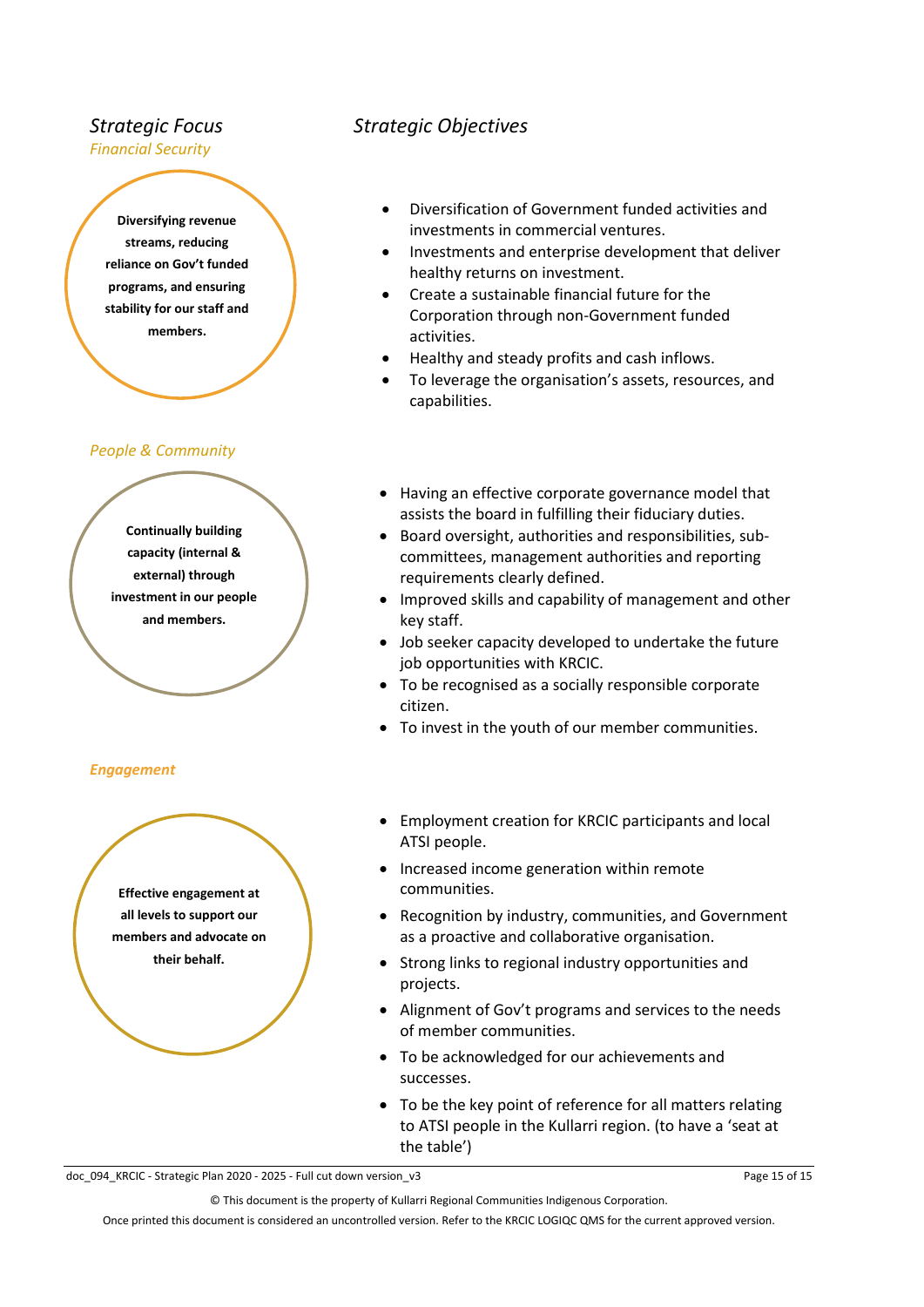## *Strategic Focus*

## *Strategic Objectives*

### *Financial Security*

**Diversifying revenue streams, reducing reliance on Gov't funded programs, and ensuring stability for our staff and members.**

- Diversification of Government funded activities and investments in commercial ventures.
- Investments and enterprise development that deliver healthy returns on investment.
- Create a sustainable financial future for the Corporation through non-Government funded activities.
- Healthy and steady profits and cash inflows.
- To leverage the organisation's assets, resources, and capabilities.

### *People & Community*

**Continually building capacity (internal & external) through investment in our people and members.**

- Having an effective corporate governance model that assists the board in fulfilling their fiduciary duties.
- Board oversight, authorities and responsibilities, sub-committees, management authorities and reporting requirements clearly defined.
- Improved skills and capability of management and other key staff.
- Job seeker capacity developed to undertake the future job opportunities with KRCIC.
- To be recognised as a socially responsible corporate citizen.
- To invest in the youth of our member communities.

### ***Engagement***

**Effective engagement at all levels to support our members and advocate on their behalf.**

- Employment creation for KRCIC participants and local ATSI people.
- Increased income generation within remote communities.
- Recognition by industry, communities, and Government as a proactive and collaborative organisation.
- Strong links to regional industry opportunities and projects.
- Alignment of Gov't programs and services to the needs of member communities.
- To be acknowledged for our achievements and successes.
- To be the key point of reference for all matters relating to ATSI people in the Kullarri region. (to have a 'seat at the table')